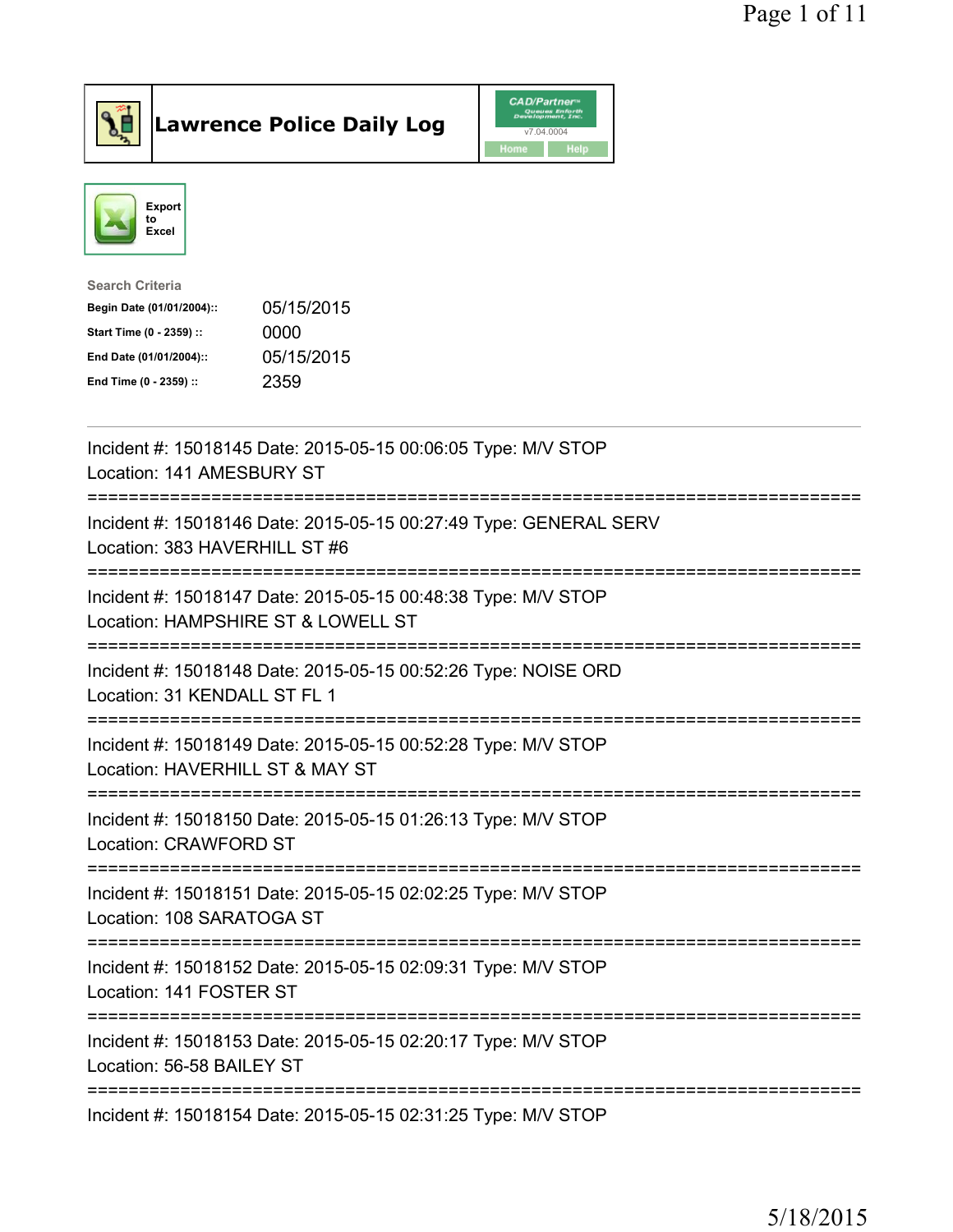# Lawrence Police Daily Log

Export to Excel

**Search Criteria**

| | |
|---|---|
| **Begin Date (01/01/2004)::** | 05/15/2015 |
| **Start Time (0 - 2359) ::** | 0000 |
| **End Date (01/01/2004)::** | 05/15/2015 |
| **End Time (0 - 2359) ::** | 2359 |

---

Incident #: 15018145 Date: 2015-05-15 00:06:05 Type: M/V STOP
Location: 141 AMESBURY ST

===========================================================================

Incident #: 15018146 Date: 2015-05-15 00:27:49 Type: GENERAL SERV
Location: 383 HAVERHILL ST #6

===========================================================================

Incident #: 15018147 Date: 2015-05-15 00:48:38 Type: M/V STOP
Location: HAMPSHIRE ST & LOWELL ST

===========================================================================

Incident #: 15018148 Date: 2015-05-15 00:52:26 Type: NOISE ORD
Location: 31 KENDALL ST FL 1

===========================================================================

Incident #: 15018149 Date: 2015-05-15 00:52:28 Type: M/V STOP
Location: HAVERHILL ST & MAY ST

===========================================================================

Incident #: 15018150 Date: 2015-05-15 01:26:13 Type: M/V STOP
Location: CRAWFORD ST

===========================================================================

Incident #: 15018151 Date: 2015-05-15 02:02:25 Type: M/V STOP
Location: 108 SARATOGA ST

===========================================================================

Incident #: 15018152 Date: 2015-05-15 02:09:31 Type: M/V STOP
Location: 141 FOSTER ST

===========================================================================

Incident #: 15018153 Date: 2015-05-15 02:20:17 Type: M/V STOP
Location: 56-58 BAILEY ST

===========================================================================

Incident #: 15018154 Date: 2015-05-15 02:31:25 Type: M/V STOP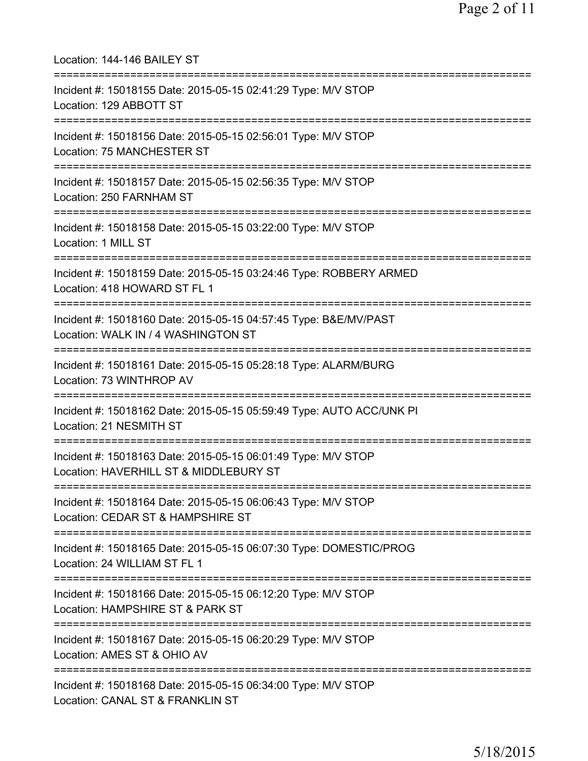Location: 144-146 BAILEY ST

===========================================================================

Incident #: 15018155 Date: 2015-05-15 02:41:29 Type: M/V STOP
Location: 129 ABBOTT ST

===========================================================================

Incident #: 15018156 Date: 2015-05-15 02:56:01 Type: M/V STOP
Location: 75 MANCHESTER ST

===========================================================================

Incident #: 15018157 Date: 2015-05-15 02:56:35 Type: M/V STOP
Location: 250 FARNHAM ST

===========================================================================

Incident #: 15018158 Date: 2015-05-15 03:22:00 Type: M/V STOP
Location: 1 MILL ST

===========================================================================

Incident #: 15018159 Date: 2015-05-15 03:24:46 Type: ROBBERY ARMED
Location: 418 HOWARD ST FL 1

===========================================================================

Incident #: 15018160 Date: 2015-05-15 04:57:45 Type: B&E/MV/PAST
Location: WALK IN / 4 WASHINGTON ST

===========================================================================

Incident #: 15018161 Date: 2015-05-15 05:28:18 Type: ALARM/BURG
Location: 73 WINTHROP AV

===========================================================================

Incident #: 15018162 Date: 2015-05-15 05:59:49 Type: AUTO ACC/UNK PI
Location: 21 NESMITH ST

===========================================================================

Incident #: 15018163 Date: 2015-05-15 06:01:49 Type: M/V STOP
Location: HAVERHILL ST & MIDDLEBURY ST

===========================================================================

Incident #: 15018164 Date: 2015-05-15 06:06:43 Type: M/V STOP
Location: CEDAR ST & HAMPSHIRE ST

===========================================================================

Incident #: 15018165 Date: 2015-05-15 06:07:30 Type: DOMESTIC/PROG
Location: 24 WILLIAM ST FL 1

===========================================================================

Incident #: 15018166 Date: 2015-05-15 06:12:20 Type: M/V STOP
Location: HAMPSHIRE ST & PARK ST

===========================================================================

Incident #: 15018167 Date: 2015-05-15 06:20:29 Type: M/V STOP
Location: AMES ST & OHIO AV

===========================================================================

Incident #: 15018168 Date: 2015-05-15 06:34:00 Type: M/V STOP
Location: CANAL ST & FRANKLIN ST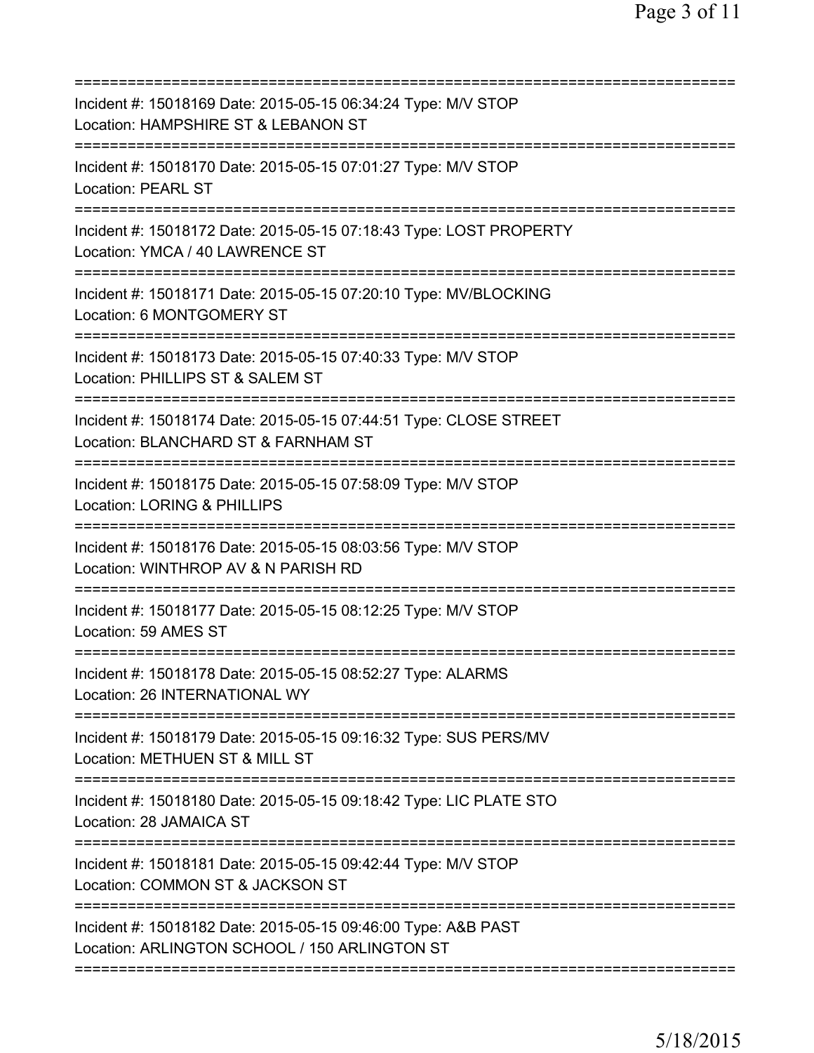Incident #: 15018169 Date: 2015-05-15 06:34:24 Type: M/V STOP
Location: HAMPSHIRE ST & LEBANON ST

Incident #: 15018170 Date: 2015-05-15 07:01:27 Type: M/V STOP
Location: PEARL ST

Incident #: 15018172 Date: 2015-05-15 07:18:43 Type: LOST PROPERTY
Location: YMCA / 40 LAWRENCE ST

Incident #: 15018171 Date: 2015-05-15 07:20:10 Type: MV/BLOCKING
Location: 6 MONTGOMERY ST

Incident #: 15018173 Date: 2015-05-15 07:40:33 Type: M/V STOP
Location: PHILLIPS ST & SALEM ST

Incident #: 15018174 Date: 2015-05-15 07:44:51 Type: CLOSE STREET
Location: BLANCHARD ST & FARNHAM ST

Incident #: 15018175 Date: 2015-05-15 07:58:09 Type: M/V STOP
Location: LORING & PHILLIPS

Incident #: 15018176 Date: 2015-05-15 08:03:56 Type: M/V STOP
Location: WINTHROP AV & N PARISH RD

Incident #: 15018177 Date: 2015-05-15 08:12:25 Type: M/V STOP
Location: 59 AMES ST

Incident #: 15018178 Date: 2015-05-15 08:52:27 Type: ALARMS
Location: 26 INTERNATIONAL WY

Incident #: 15018179 Date: 2015-05-15 09:16:32 Type: SUS PERS/MV
Location: METHUEN ST & MILL ST

Incident #: 15018180 Date: 2015-05-15 09:18:42 Type: LIC PLATE STO
Location: 28 JAMAICA ST

Incident #: 15018181 Date: 2015-05-15 09:42:44 Type: M/V STOP
Location: COMMON ST & JACKSON ST

Incident #: 15018182 Date: 2015-05-15 09:46:00 Type: A&B PAST
Location: ARLINGTON SCHOOL / 150 ARLINGTON ST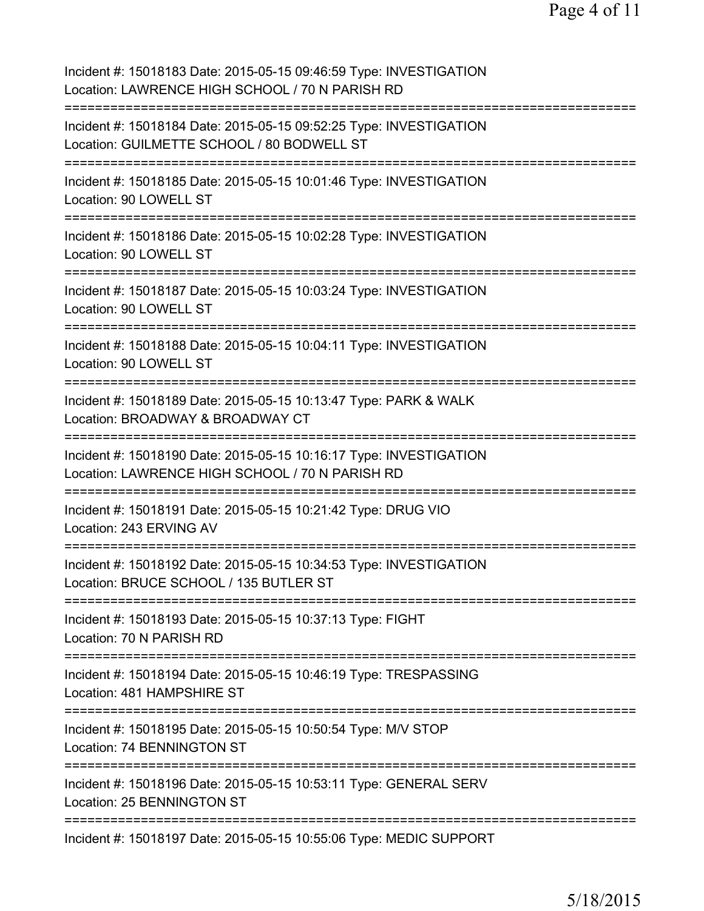Incident #: 15018183 Date: 2015-05-15 09:46:59 Type: INVESTIGATION
Location: LAWRENCE HIGH SCHOOL / 70 N PARISH RD
===========================================================================
Incident #: 15018184 Date: 2015-05-15 09:52:25 Type: INVESTIGATION
Location: GUILMETTE SCHOOL / 80 BODWELL ST
===========================================================================
Incident #: 15018185 Date: 2015-05-15 10:01:46 Type: INVESTIGATION
Location: 90 LOWELL ST
===========================================================================
Incident #: 15018186 Date: 2015-05-15 10:02:28 Type: INVESTIGATION
Location: 90 LOWELL ST
===========================================================================
Incident #: 15018187 Date: 2015-05-15 10:03:24 Type: INVESTIGATION
Location: 90 LOWELL ST
===========================================================================
Incident #: 15018188 Date: 2015-05-15 10:04:11 Type: INVESTIGATION
Location: 90 LOWELL ST
===========================================================================
Incident #: 15018189 Date: 2015-05-15 10:13:47 Type: PARK & WALK
Location: BROADWAY & BROADWAY CT
===========================================================================
Incident #: 15018190 Date: 2015-05-15 10:16:17 Type: INVESTIGATION
Location: LAWRENCE HIGH SCHOOL / 70 N PARISH RD
===========================================================================
Incident #: 15018191 Date: 2015-05-15 10:21:42 Type: DRUG VIO
Location: 243 ERVING AV
===========================================================================
Incident #: 15018192 Date: 2015-05-15 10:34:53 Type: INVESTIGATION
Location: BRUCE SCHOOL / 135 BUTLER ST
===========================================================================
Incident #: 15018193 Date: 2015-05-15 10:37:13 Type: FIGHT
Location: 70 N PARISH RD
===========================================================================
Incident #: 15018194 Date: 2015-05-15 10:46:19 Type: TRESPASSING
Location: 481 HAMPSHIRE ST
===========================================================================
Incident #: 15018195 Date: 2015-05-15 10:50:54 Type: M/V STOP
Location: 74 BENNINGTON ST
===========================================================================
Incident #: 15018196 Date: 2015-05-15 10:53:11 Type: GENERAL SERV
Location: 25 BENNINGTON ST
===========================================================================
Incident #: 15018197 Date: 2015-05-15 10:55:06 Type: MEDIC SUPPORT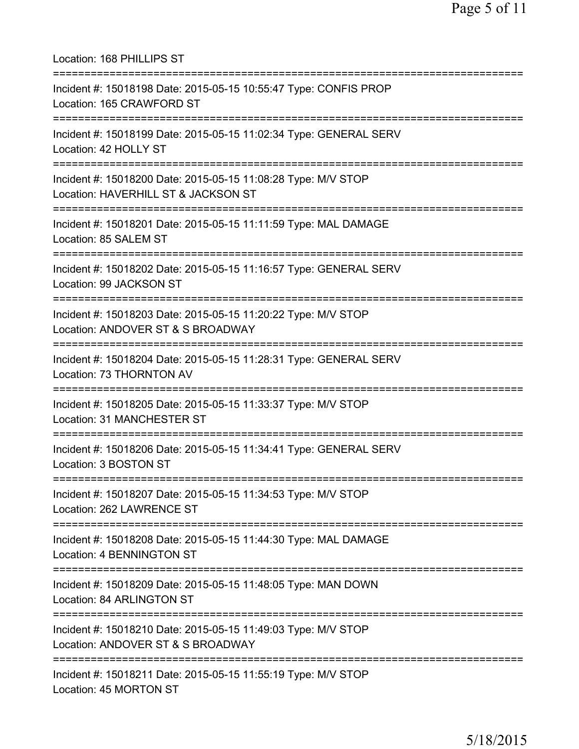Location: 168 PHILLIPS ST

===========================================================================

Incident #: 15018198 Date: 2015-05-15 10:55:47 Type: CONFIS PROP
Location: 165 CRAWFORD ST

===========================================================================

Incident #: 15018199 Date: 2015-05-15 11:02:34 Type: GENERAL SERV
Location: 42 HOLLY ST

===========================================================================

Incident #: 15018200 Date: 2015-05-15 11:08:28 Type: M/V STOP
Location: HAVERHILL ST & JACKSON ST

===========================================================================

Incident #: 15018201 Date: 2015-05-15 11:11:59 Type: MAL DAMAGE
Location: 85 SALEM ST

===========================================================================

Incident #: 15018202 Date: 2015-05-15 11:16:57 Type: GENERAL SERV
Location: 99 JACKSON ST

===========================================================================

Incident #: 15018203 Date: 2015-05-15 11:20:22 Type: M/V STOP
Location: ANDOVER ST & S BROADWAY

===========================================================================

Incident #: 15018204 Date: 2015-05-15 11:28:31 Type: GENERAL SERV
Location: 73 THORNTON AV

===========================================================================

Incident #: 15018205 Date: 2015-05-15 11:33:37 Type: M/V STOP
Location: 31 MANCHESTER ST

===========================================================================

Incident #: 15018206 Date: 2015-05-15 11:34:41 Type: GENERAL SERV
Location: 3 BOSTON ST

===========================================================================

Incident #: 15018207 Date: 2015-05-15 11:34:53 Type: M/V STOP
Location: 262 LAWRENCE ST

===========================================================================

Incident #: 15018208 Date: 2015-05-15 11:44:30 Type: MAL DAMAGE
Location: 4 BENNINGTON ST

===========================================================================

Incident #: 15018209 Date: 2015-05-15 11:48:05 Type: MAN DOWN
Location: 84 ARLINGTON ST

===========================================================================

Incident #: 15018210 Date: 2015-05-15 11:49:03 Type: M/V STOP
Location: ANDOVER ST & S BROADWAY

===========================================================================

Incident #: 15018211 Date: 2015-05-15 11:55:19 Type: M/V STOP
Location: 45 MORTON ST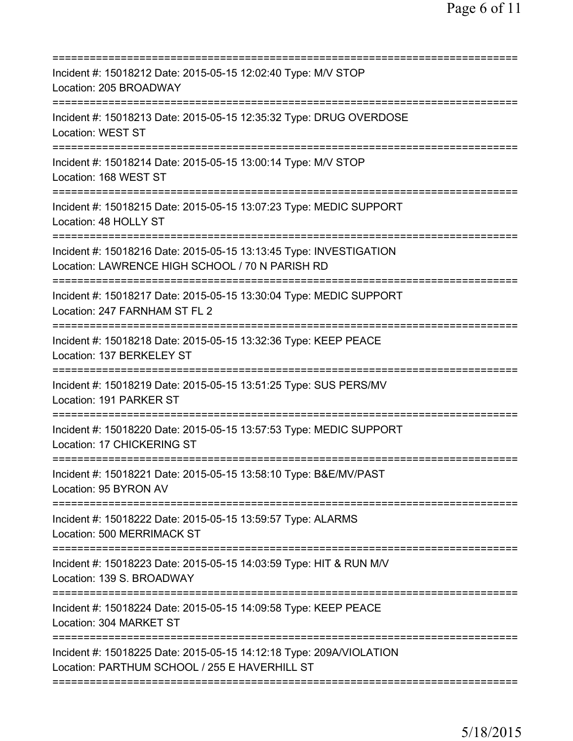===========================================================================
Incident #: 15018212 Date: 2015-05-15 12:02:40 Type: M/V STOP
Location: 205 BROADWAY
===========================================================================
Incident #: 15018213 Date: 2015-05-15 12:35:32 Type: DRUG OVERDOSE
Location: WEST ST
===========================================================================
Incident #: 15018214 Date: 2015-05-15 13:00:14 Type: M/V STOP
Location: 168 WEST ST
===========================================================================
Incident #: 15018215 Date: 2015-05-15 13:07:23 Type: MEDIC SUPPORT
Location: 48 HOLLY ST
===========================================================================
Incident #: 15018216 Date: 2015-05-15 13:13:45 Type: INVESTIGATION
Location: LAWRENCE HIGH SCHOOL / 70 N PARISH RD
===========================================================================
Incident #: 15018217 Date: 2015-05-15 13:30:04 Type: MEDIC SUPPORT
Location: 247 FARNHAM ST FL 2
===========================================================================
Incident #: 15018218 Date: 2015-05-15 13:32:36 Type: KEEP PEACE
Location: 137 BERKELEY ST
===========================================================================
Incident #: 15018219 Date: 2015-05-15 13:51:25 Type: SUS PERS/MV
Location: 191 PARKER ST
===========================================================================
Incident #: 15018220 Date: 2015-05-15 13:57:53 Type: MEDIC SUPPORT
Location: 17 CHICKERING ST
===========================================================================
Incident #: 15018221 Date: 2015-05-15 13:58:10 Type: B&E/MV/PAST
Location: 95 BYRON AV
===========================================================================
Incident #: 15018222 Date: 2015-05-15 13:59:57 Type: ALARMS
Location: 500 MERRIMACK ST
===========================================================================
Incident #: 15018223 Date: 2015-05-15 14:03:59 Type: HIT & RUN M/V
Location: 139 S. BROADWAY
===========================================================================
Incident #: 15018224 Date: 2015-05-15 14:09:58 Type: KEEP PEACE
Location: 304 MARKET ST
===========================================================================
Incident #: 15018225 Date: 2015-05-15 14:12:18 Type: 209A/VIOLATION
Location: PARTHUM SCHOOL / 255 E HAVERHILL ST
===========================================================================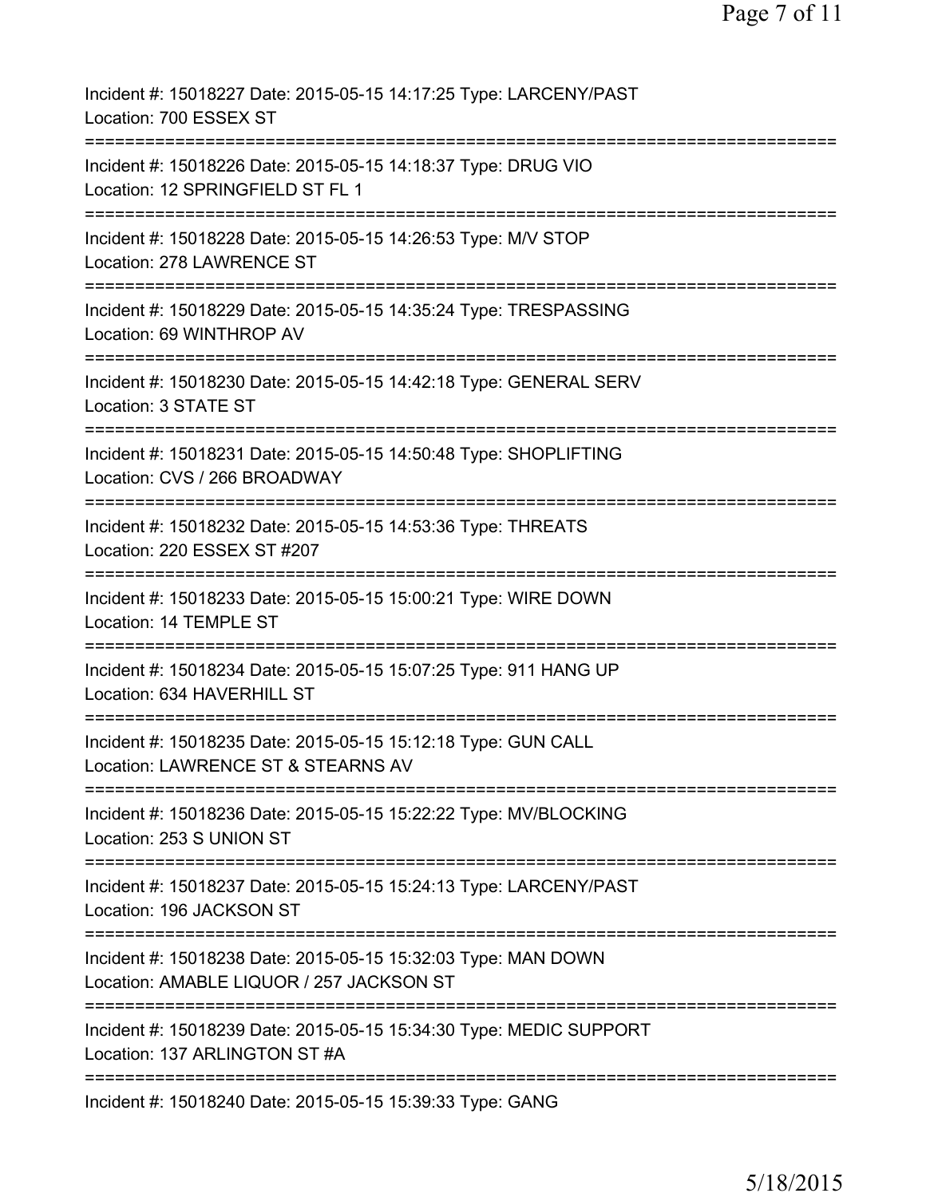Incident #: 15018227 Date: 2015-05-15 14:17:25 Type: LARCENY/PAST
Location: 700 ESSEX ST

===========================================================================

Incident #: 15018226 Date: 2015-05-15 14:18:37 Type: DRUG VIO
Location: 12 SPRINGFIELD ST FL 1

===========================================================================

Incident #: 15018228 Date: 2015-05-15 14:26:53 Type: M/V STOP
Location: 278 LAWRENCE ST

===========================================================================

Incident #: 15018229 Date: 2015-05-15 14:35:24 Type: TRESPASSING
Location: 69 WINTHROP AV

===========================================================================

Incident #: 15018230 Date: 2015-05-15 14:42:18 Type: GENERAL SERV
Location: 3 STATE ST

===========================================================================

Incident #: 15018231 Date: 2015-05-15 14:50:48 Type: SHOPLIFTING
Location: CVS / 266 BROADWAY

===========================================================================

Incident #: 15018232 Date: 2015-05-15 14:53:36 Type: THREATS
Location: 220 ESSEX ST #207

===========================================================================

Incident #: 15018233 Date: 2015-05-15 15:00:21 Type: WIRE DOWN
Location: 14 TEMPLE ST

===========================================================================

Incident #: 15018234 Date: 2015-05-15 15:07:25 Type: 911 HANG UP
Location: 634 HAVERHILL ST

===========================================================================

Incident #: 15018235 Date: 2015-05-15 15:12:18 Type: GUN CALL
Location: LAWRENCE ST & STEARNS AV

===========================================================================

Incident #: 15018236 Date: 2015-05-15 15:22:22 Type: MV/BLOCKING
Location: 253 S UNION ST

===========================================================================

Incident #: 15018237 Date: 2015-05-15 15:24:13 Type: LARCENY/PAST
Location: 196 JACKSON ST

===========================================================================

Incident #: 15018238 Date: 2015-05-15 15:32:03 Type: MAN DOWN
Location: AMABLE LIQUOR / 257 JACKSON ST

===========================================================================

Incident #: 15018239 Date: 2015-05-15 15:34:30 Type: MEDIC SUPPORT
Location: 137 ARLINGTON ST #A

===========================================================================

Incident #: 15018240 Date: 2015-05-15 15:39:33 Type: GANG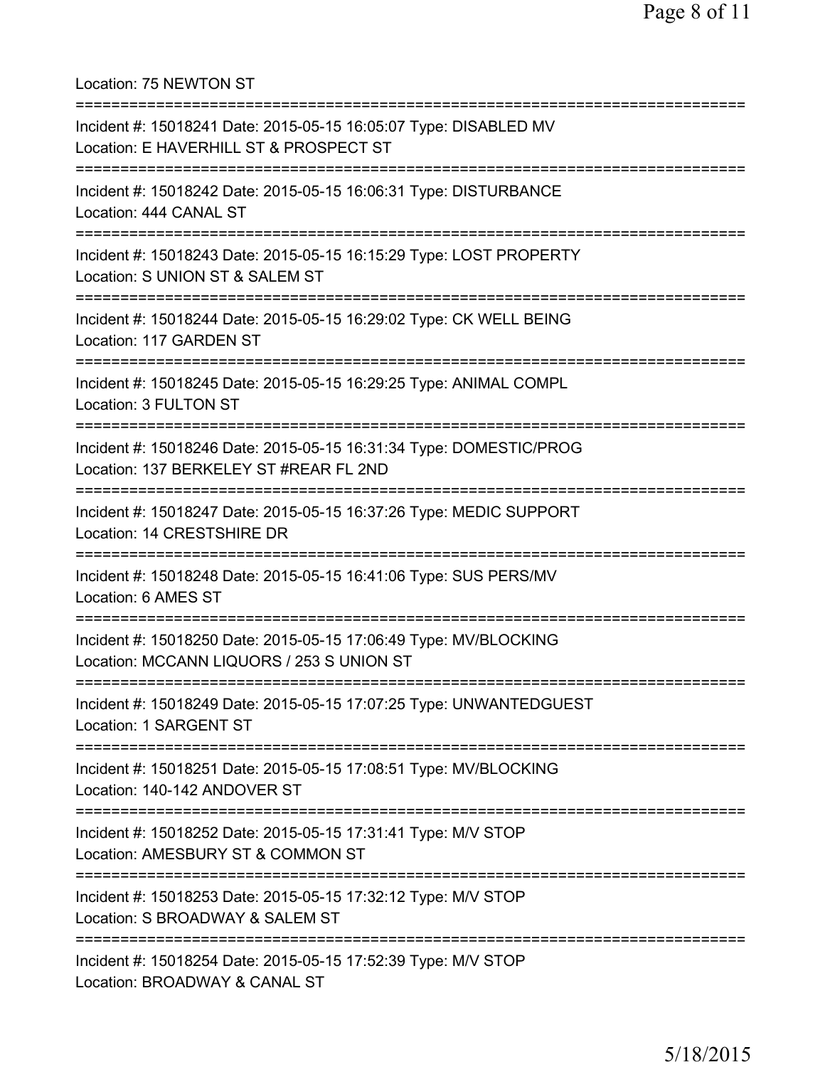Location: 75 NEWTON ST

===========================================================================

Incident #: 15018241 Date: 2015-05-15 16:05:07 Type: DISABLED MV
Location: E HAVERHILL ST & PROSPECT ST

===========================================================================

Incident #: 15018242 Date: 2015-05-15 16:06:31 Type: DISTURBANCE
Location: 444 CANAL ST

===========================================================================

Incident #: 15018243 Date: 2015-05-15 16:15:29 Type: LOST PROPERTY
Location: S UNION ST & SALEM ST

===========================================================================

Incident #: 15018244 Date: 2015-05-15 16:29:02 Type: CK WELL BEING
Location: 117 GARDEN ST

===========================================================================

Incident #: 15018245 Date: 2015-05-15 16:29:25 Type: ANIMAL COMPL
Location: 3 FULTON ST

===========================================================================

Incident #: 15018246 Date: 2015-05-15 16:31:34 Type: DOMESTIC/PROG
Location: 137 BERKELEY ST #REAR FL 2ND

===========================================================================

Incident #: 15018247 Date: 2015-05-15 16:37:26 Type: MEDIC SUPPORT
Location: 14 CRESTSHIRE DR

===========================================================================

Incident #: 15018248 Date: 2015-05-15 16:41:06 Type: SUS PERS/MV
Location: 6 AMES ST

===========================================================================

Incident #: 15018250 Date: 2015-05-15 17:06:49 Type: MV/BLOCKING
Location: MCCANN LIQUORS / 253 S UNION ST

===========================================================================

Incident #: 15018249 Date: 2015-05-15 17:07:25 Type: UNWANTEDGUEST
Location: 1 SARGENT ST

===========================================================================

Incident #: 15018251 Date: 2015-05-15 17:08:51 Type: MV/BLOCKING
Location: 140-142 ANDOVER ST

===========================================================================

Incident #: 15018252 Date: 2015-05-15 17:31:41 Type: M/V STOP
Location: AMESBURY ST & COMMON ST

===========================================================================

Incident #: 15018253 Date: 2015-05-15 17:32:12 Type: M/V STOP
Location: S BROADWAY & SALEM ST

===========================================================================

Incident #: 15018254 Date: 2015-05-15 17:52:39 Type: M/V STOP
Location: BROADWAY & CANAL ST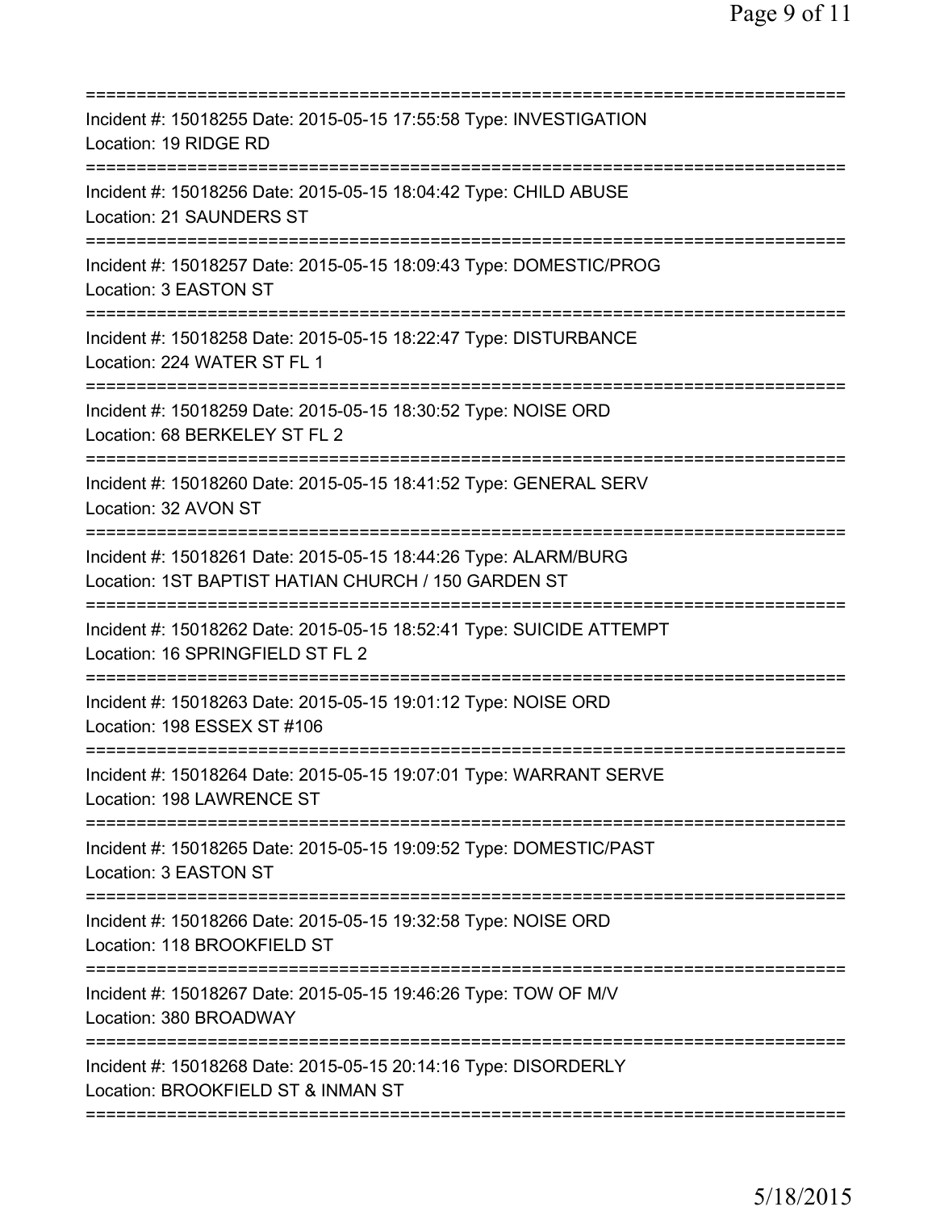===========================================================================
Incident #: 15018255 Date: 2015-05-15 17:55:58 Type: INVESTIGATION
Location: 19 RIDGE RD
===========================================================================
Incident #: 15018256 Date: 2015-05-15 18:04:42 Type: CHILD ABUSE
Location: 21 SAUNDERS ST
===========================================================================
Incident #: 15018257 Date: 2015-05-15 18:09:43 Type: DOMESTIC/PROG
Location: 3 EASTON ST
===========================================================================
Incident #: 15018258 Date: 2015-05-15 18:22:47 Type: DISTURBANCE
Location: 224 WATER ST FL 1
===========================================================================
Incident #: 15018259 Date: 2015-05-15 18:30:52 Type: NOISE ORD
Location: 68 BERKELEY ST FL 2
===========================================================================
Incident #: 15018260 Date: 2015-05-15 18:41:52 Type: GENERAL SERV
Location: 32 AVON ST
===========================================================================
Incident #: 15018261 Date: 2015-05-15 18:44:26 Type: ALARM/BURG
Location: 1ST BAPTIST HATIAN CHURCH / 150 GARDEN ST
===========================================================================
Incident #: 15018262 Date: 2015-05-15 18:52:41 Type: SUICIDE ATTEMPT
Location: 16 SPRINGFIELD ST FL 2
===========================================================================
Incident #: 15018263 Date: 2015-05-15 19:01:12 Type: NOISE ORD
Location: 198 ESSEX ST #106
===========================================================================
Incident #: 15018264 Date: 2015-05-15 19:07:01 Type: WARRANT SERVE
Location: 198 LAWRENCE ST
===========================================================================
Incident #: 15018265 Date: 2015-05-15 19:09:52 Type: DOMESTIC/PAST
Location: 3 EASTON ST
===========================================================================
Incident #: 15018266 Date: 2015-05-15 19:32:58 Type: NOISE ORD
Location: 118 BROOKFIELD ST
===========================================================================
Incident #: 15018267 Date: 2015-05-15 19:46:26 Type: TOW OF M/V
Location: 380 BROADWAY
===========================================================================
Incident #: 15018268 Date: 2015-05-15 20:14:16 Type: DISORDERLY
Location: BROOKFIELD ST & INMAN ST
===========================================================================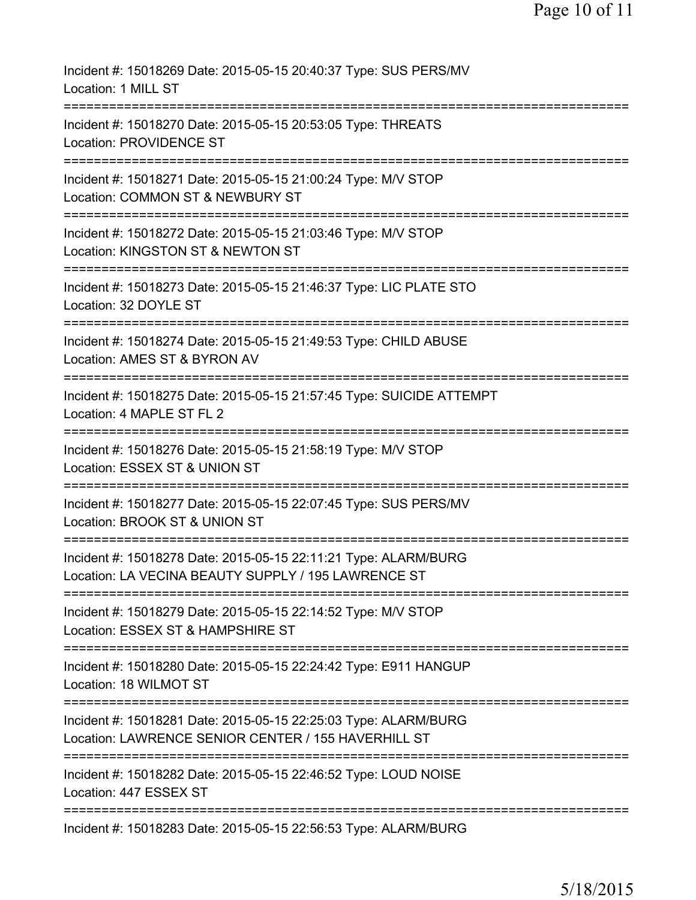Incident #: 15018269 Date: 2015-05-15 20:40:37 Type: SUS PERS/MV
Location: 1 MILL ST

===========================================================================

Incident #: 15018270 Date: 2015-05-15 20:53:05 Type: THREATS
Location: PROVIDENCE ST

===========================================================================

Incident #: 15018271 Date: 2015-05-15 21:00:24 Type: M/V STOP
Location: COMMON ST & NEWBURY ST

===========================================================================

Incident #: 15018272 Date: 2015-05-15 21:03:46 Type: M/V STOP
Location: KINGSTON ST & NEWTON ST

===========================================================================

Incident #: 15018273 Date: 2015-05-15 21:46:37 Type: LIC PLATE STO
Location: 32 DOYLE ST

===========================================================================

Incident #: 15018274 Date: 2015-05-15 21:49:53 Type: CHILD ABUSE
Location: AMES ST & BYRON AV

===========================================================================

Incident #: 15018275 Date: 2015-05-15 21:57:45 Type: SUICIDE ATTEMPT
Location: 4 MAPLE ST FL 2

===========================================================================

Incident #: 15018276 Date: 2015-05-15 21:58:19 Type: M/V STOP
Location: ESSEX ST & UNION ST

===========================================================================

Incident #: 15018277 Date: 2015-05-15 22:07:45 Type: SUS PERS/MV
Location: BROOK ST & UNION ST

===========================================================================

Incident #: 15018278 Date: 2015-05-15 22:11:21 Type: ALARM/BURG
Location: LA VECINA BEAUTY SUPPLY / 195 LAWRENCE ST

===========================================================================

Incident #: 15018279 Date: 2015-05-15 22:14:52 Type: M/V STOP
Location: ESSEX ST & HAMPSHIRE ST

===========================================================================

Incident #: 15018280 Date: 2015-05-15 22:24:42 Type: E911 HANGUP
Location: 18 WILMOT ST

===========================================================================

Incident #: 15018281 Date: 2015-05-15 22:25:03 Type: ALARM/BURG
Location: LAWRENCE SENIOR CENTER / 155 HAVERHILL ST

===========================================================================

Incident #: 15018282 Date: 2015-05-15 22:46:52 Type: LOUD NOISE
Location: 447 ESSEX ST

===========================================================================

Incident #: 15018283 Date: 2015-05-15 22:56:53 Type: ALARM/BURG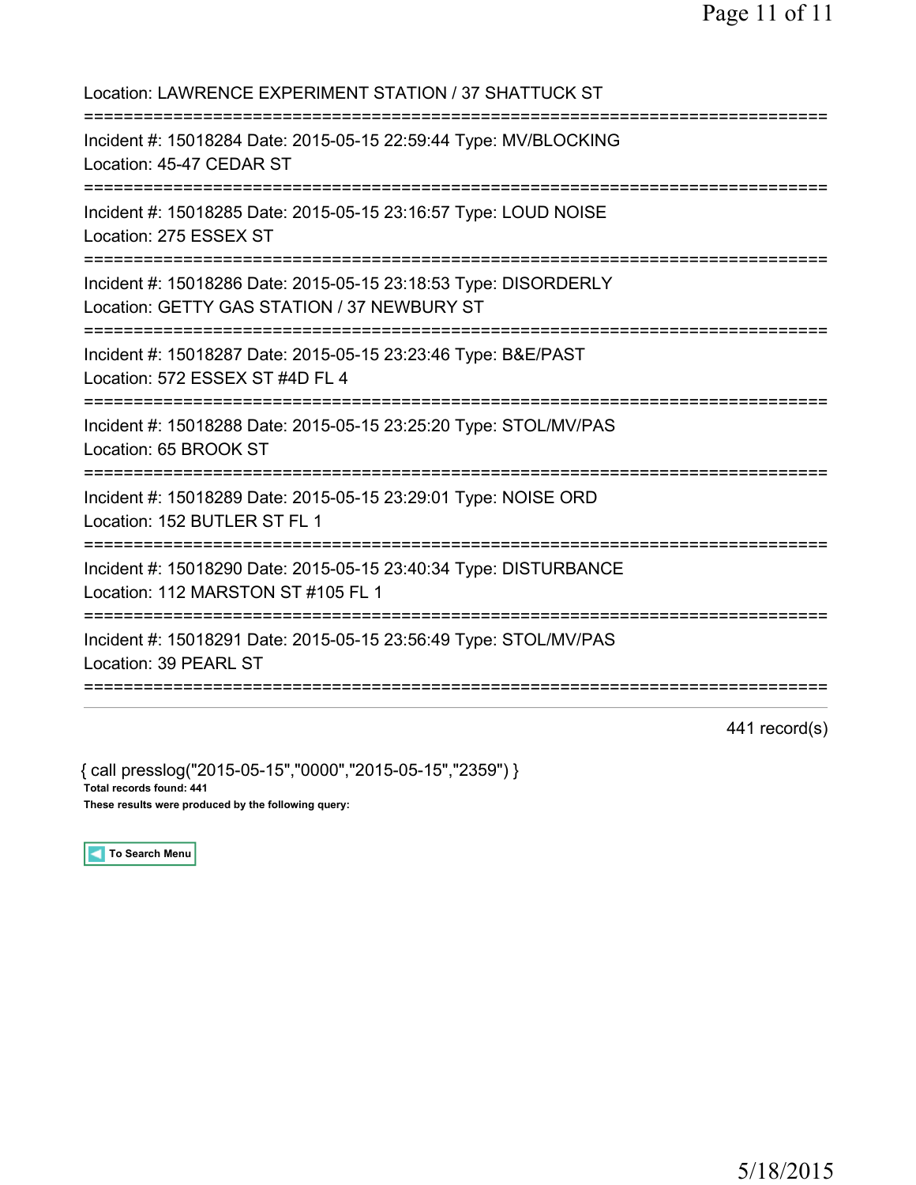Location: LAWRENCE EXPERIMENT STATION / 37 SHATTUCK ST

===========================================================================

Incident #: 15018284 Date: 2015-05-15 22:59:44 Type: MV/BLOCKING
Location: 45-47 CEDAR ST

===========================================================================

Incident #: 15018285 Date: 2015-05-15 23:16:57 Type: LOUD NOISE
Location: 275 ESSEX ST

===========================================================================

Incident #: 15018286 Date: 2015-05-15 23:18:53 Type: DISORDERLY
Location: GETTY GAS STATION / 37 NEWBURY ST

===========================================================================

Incident #: 15018287 Date: 2015-05-15 23:23:46 Type: B&E/PAST
Location: 572 ESSEX ST #4D FL 4

===========================================================================

Incident #: 15018288 Date: 2015-05-15 23:25:20 Type: STOL/MV/PAS
Location: 65 BROOK ST

===========================================================================

Incident #: 15018289 Date: 2015-05-15 23:29:01 Type: NOISE ORD
Location: 152 BUTLER ST FL 1

===========================================================================

Incident #: 15018290 Date: 2015-05-15 23:40:34 Type: DISTURBANCE
Location: 112 MARSTON ST #105 FL 1

===========================================================================

Incident #: 15018291 Date: 2015-05-15 23:56:49 Type: STOL/MV/PAS
Location: 39 PEARL ST

===========================================================================

441 record(s)

{ call presslog("2015-05-15","0000","2015-05-15","2359") }

**Total records found: 441**

**These results were produced by the following query:**

To Search Menu